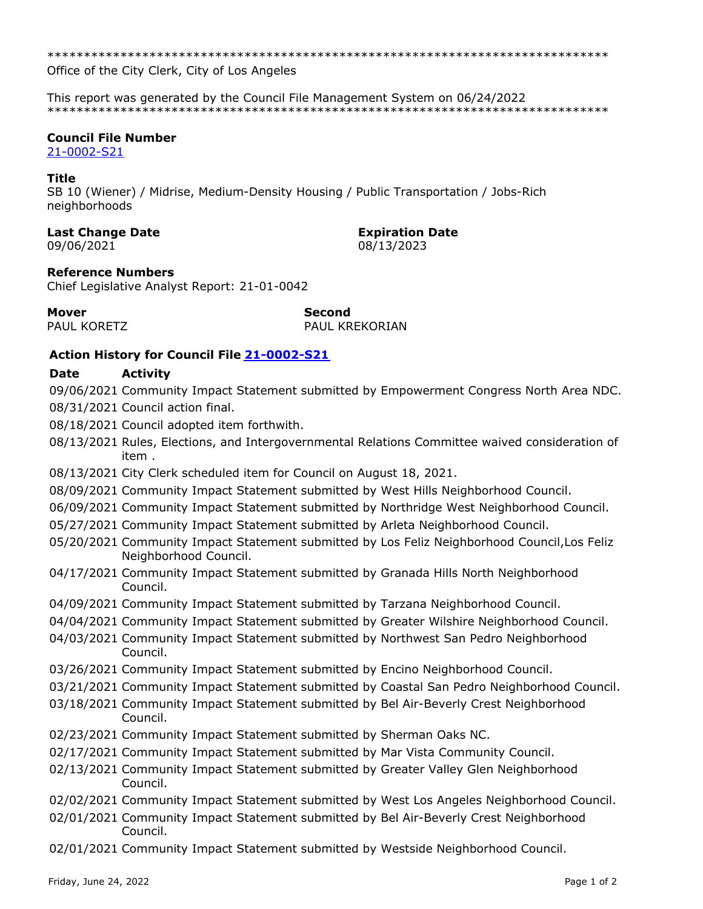******************************************************************************
Office of the City Clerk, City of Los Angeles

This report was generated by the Council File Management System on 06/24/2022
******************************************************************************

**Council File Number**
21-0002-S21

**Title**
SB 10 (Wiener) / Midrise, Medium-Density Housing / Public Transportation / Jobs-Rich neighborhoods

**Last Change Date**
09/06/2021

**Expiration Date**
08/13/2023

**Reference Numbers**
Chief Legislative Analyst Report: 21-01-0042

**Mover**
PAUL KORETZ

**Second**
PAUL KREKORIAN

### Action History for Council File 21-0002-S21

| Date | Activity |
|---|---|
| 09/06/2021 | Community Impact Statement submitted by Empowerment Congress North Area NDC. |
| 08/31/2021 | Council action final. |
| 08/18/2021 | Council adopted item forthwith. |
| 08/13/2021 | Rules, Elections, and Intergovernmental Relations Committee waived consideration of item . |
| 08/13/2021 | City Clerk scheduled item for Council on August 18, 2021. |
| 08/09/2021 | Community Impact Statement submitted by West Hills Neighborhood Council. |
| 06/09/2021 | Community Impact Statement submitted by Northridge West Neighborhood Council. |
| 05/27/2021 | Community Impact Statement submitted by Arleta Neighborhood Council. |
| 05/20/2021 | Community Impact Statement submitted by Los Feliz Neighborhood Council,Los Feliz Neighborhood Council. |
| 04/17/2021 | Community Impact Statement submitted by Granada Hills North Neighborhood Council. |
| 04/09/2021 | Community Impact Statement submitted by Tarzana Neighborhood Council. |
| 04/04/2021 | Community Impact Statement submitted by Greater Wilshire Neighborhood Council. |
| 04/03/2021 | Community Impact Statement submitted by Northwest San Pedro Neighborhood Council. |
| 03/26/2021 | Community Impact Statement submitted by Encino Neighborhood Council. |
| 03/21/2021 | Community Impact Statement submitted by Coastal San Pedro Neighborhood Council. |
| 03/18/2021 | Community Impact Statement submitted by Bel Air-Beverly Crest Neighborhood Council. |
| 02/23/2021 | Community Impact Statement submitted by Sherman Oaks NC. |
| 02/17/2021 | Community Impact Statement submitted by Mar Vista Community Council. |
| 02/13/2021 | Community Impact Statement submitted by Greater Valley Glen Neighborhood Council. |
| 02/02/2021 | Community Impact Statement submitted by West Los Angeles Neighborhood Council. |
| 02/01/2021 | Community Impact Statement submitted by Bel Air-Beverly Crest Neighborhood Council. |
| 02/01/2021 | Community Impact Statement submitted by Westside Neighborhood Council. |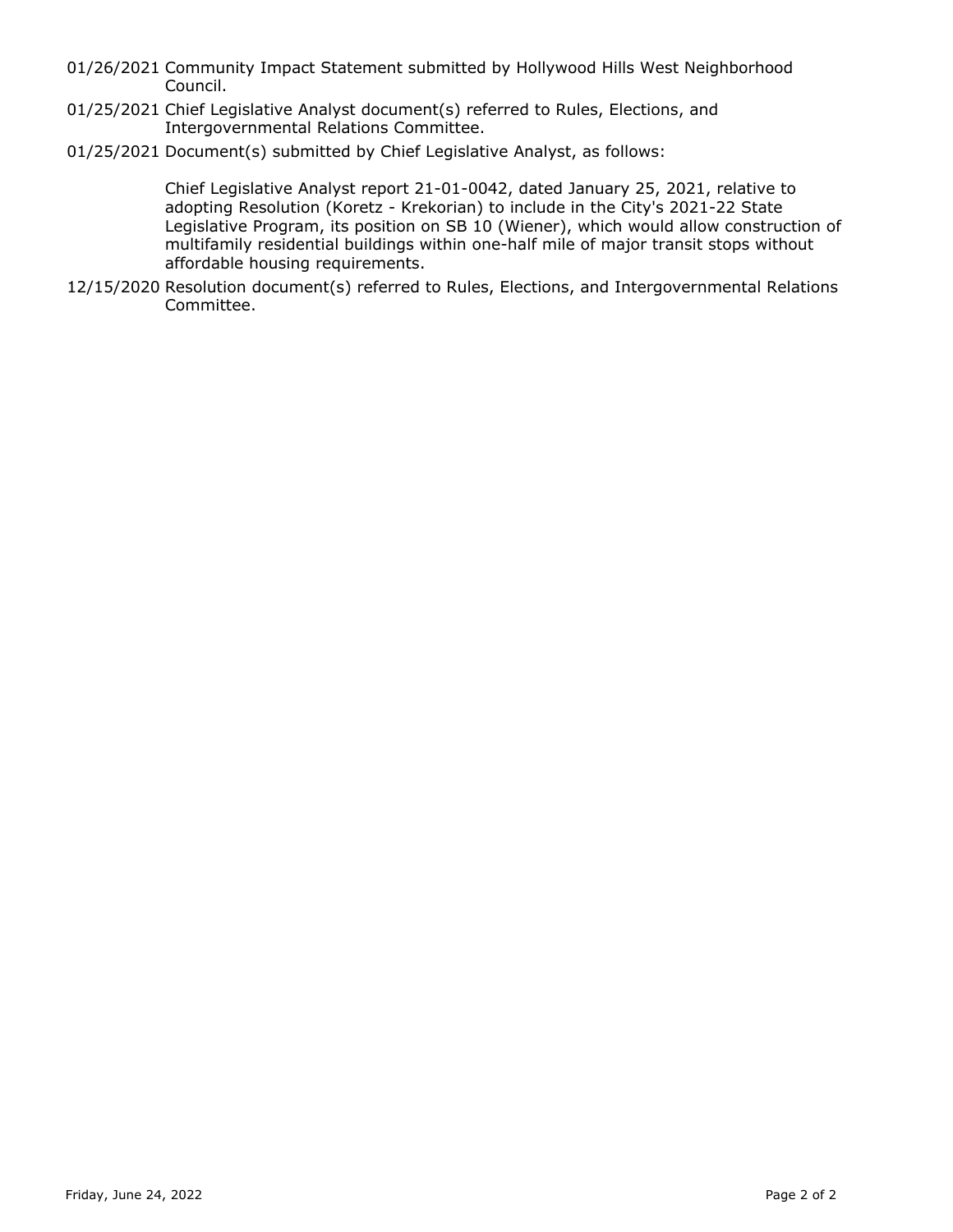01/26/2021 Community Impact Statement submitted by Hollywood Hills West Neighborhood Council.

01/25/2021 Chief Legislative Analyst document(s) referred to Rules, Elections, and Intergovernmental Relations Committee.

01/25/2021 Document(s) submitted by Chief Legislative Analyst, as follows:

Chief Legislative Analyst report 21-01-0042, dated January 25, 2021, relative to adopting Resolution (Koretz - Krekorian) to include in the City's 2021-22 State Legislative Program, its position on SB 10 (Wiener), which would allow construction of multifamily residential buildings within one-half mile of major transit stops without affordable housing requirements.

12/15/2020 Resolution document(s) referred to Rules, Elections, and Intergovernmental Relations Committee.